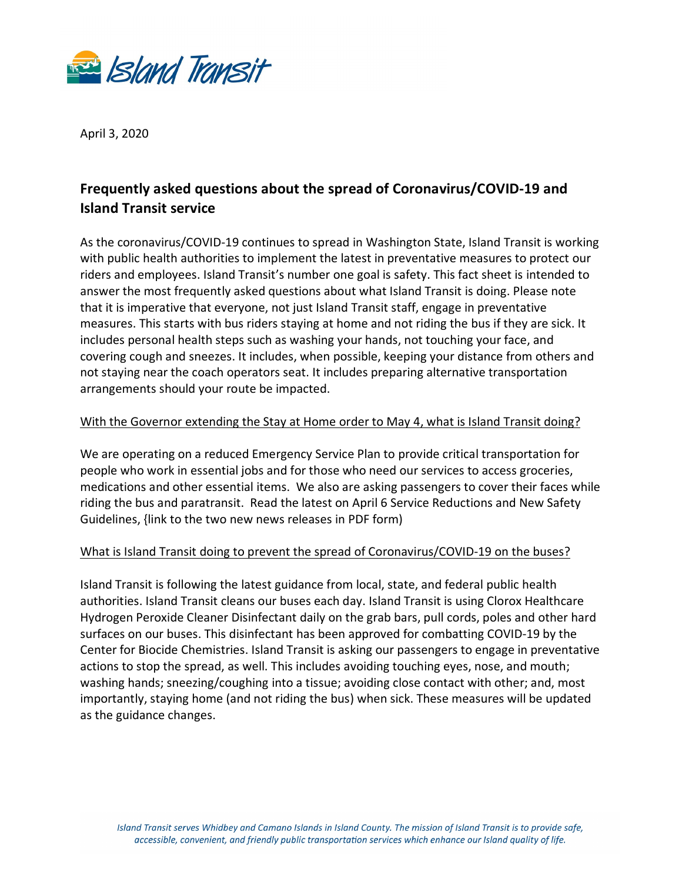April 3, 2020

## Frequently asked questions about the spread of Coronavirus/COVID-19 and Island Transit service

As the coronavirus/COVID-19 continues to spread in Washington State, Island Transit is working with public health authorities to implement the latest in preventative measures to protect our riders and employees. Island Transit's number one goal is safety. This fact sheet is intended to answer the most frequently asked questions about what Island Transit is doing. Please note that it is imperative that everyone, not just Island Transit staff, engage in preventative measures. This starts with bus riders staying at home and not riding the bus if they are sick. It includes personal health steps such as washing your hands, not touching your face, and covering cough and sneezes. It includes, when possible, keeping your distance from others and not staying near the coach operators seat. It includes preparing alternative transportation arrangements should your route be impacted.

<u>With the Governor extending the Stay at Home order to May 4, what is Island Transit doing?</u>

We are operating on a reduced Emergency Service Plan to provide critical transportation for people who work in essential jobs and for those who need our services to access groceries, medications and other essential items. We also are asking passengers to cover their faces while riding the bus and paratransit. Read the latest on April 6 Service Reductions and New Safety Guidelines, {link to the two new news releases in PDF form)

<u>What is Island Transit doing to prevent the spread of Coronavirus/COVID-19 on the buses?</u>

Island Transit is following the latest guidance from local, state, and federal public health authorities. Island Transit cleans our buses each day. Island Transit is using Clorox Healthcare Hydrogen Peroxide Cleaner Disinfectant daily on the grab bars, pull cords, poles and other hard surfaces on our buses. This disinfectant has been approved for combatting COVID-19 by the Center for Biocide Chemistries. Island Transit is asking our passengers to engage in preventative actions to stop the spread, as well. This includes avoiding touching eyes, nose, and mouth; washing hands; sneezing/coughing into a tissue; avoiding close contact with other; and, most importantly, staying home (and not riding the bus) when sick. These measures will be updated as the guidance changes.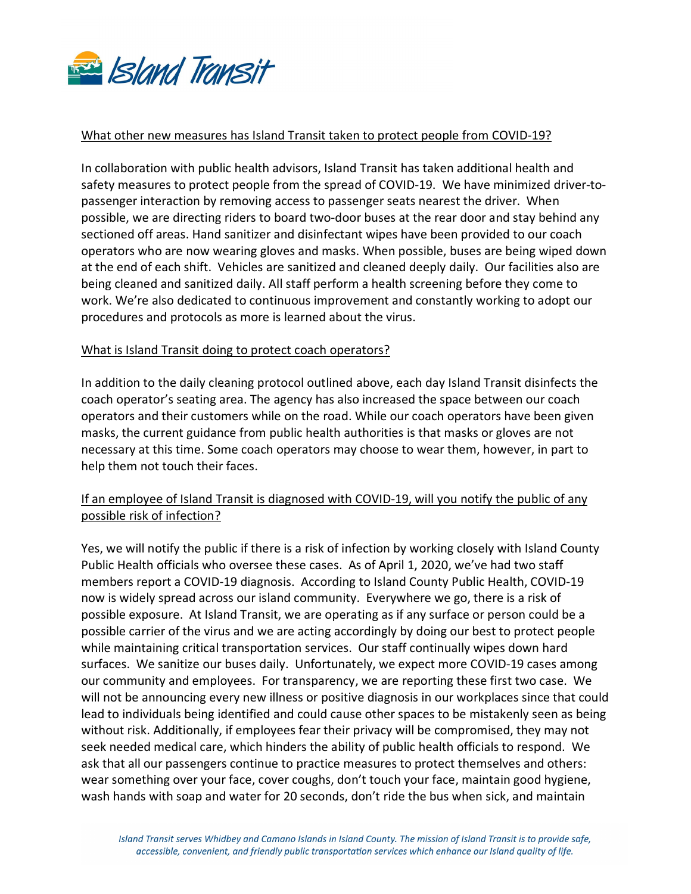What other new measures has Island Transit taken to protect people from COVID-19?

In collaboration with public health advisors, Island Transit has taken additional health and safety measures to protect people from the spread of COVID-19. We have minimized driver-to-passenger interaction by removing access to passenger seats nearest the driver. When possible, we are directing riders to board two-door buses at the rear door and stay behind any sectioned off areas. Hand sanitizer and disinfectant wipes have been provided to our coach operators who are now wearing gloves and masks. When possible, buses are being wiped down at the end of each shift. Vehicles are sanitized and cleaned deeply daily. Our facilities also are being cleaned and sanitized daily. All staff perform a health screening before they come to work. We're also dedicated to continuous improvement and constantly working to adopt our procedures and protocols as more is learned about the virus.

What is Island Transit doing to protect coach operators?

In addition to the daily cleaning protocol outlined above, each day Island Transit disinfects the coach operator's seating area. The agency has also increased the space between our coach operators and their customers while on the road. While our coach operators have been given masks, the current guidance from public health authorities is that masks or gloves are not necessary at this time. Some coach operators may choose to wear them, however, in part to help them not touch their faces.

If an employee of Island Transit is diagnosed with COVID-19, will you notify the public of any possible risk of infection?

Yes, we will notify the public if there is a risk of infection by working closely with Island County Public Health officials who oversee these cases. As of April 1, 2020, we've had two staff members report a COVID-19 diagnosis. According to Island County Public Health, COVID-19 now is widely spread across our island community. Everywhere we go, there is a risk of possible exposure. At Island Transit, we are operating as if any surface or person could be a possible carrier of the virus and we are acting accordingly by doing our best to protect people while maintaining critical transportation services. Our staff continually wipes down hard surfaces. We sanitize our buses daily. Unfortunately, we expect more COVID-19 cases among our community and employees. For transparency, we are reporting these first two case. We will not be announcing every new illness or positive diagnosis in our workplaces since that could lead to individuals being identified and could cause other spaces to be mistakenly seen as being without risk. Additionally, if employees fear their privacy will be compromised, they may not seek needed medical care, which hinders the ability of public health officials to respond. We ask that all our passengers continue to practice measures to protect themselves and others: wear something over your face, cover coughs, don't touch your face, maintain good hygiene, wash hands with soap and water for 20 seconds, don't ride the bus when sick, and maintain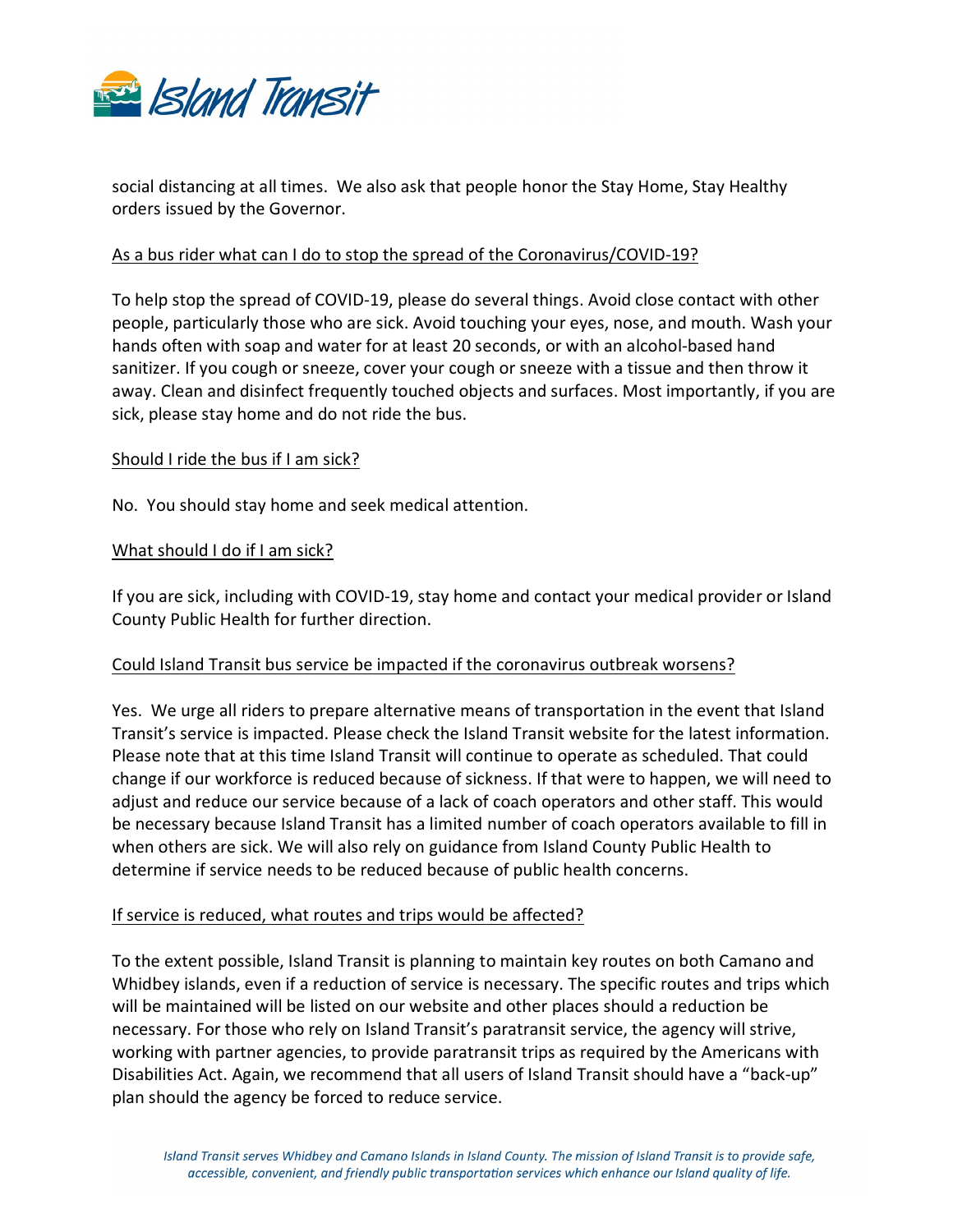social distancing at all times. We also ask that people honor the Stay Home, Stay Healthy orders issued by the Governor.

<u>As a bus rider what can I do to stop the spread of the Coronavirus/COVID-19?</u>

To help stop the spread of COVID-19, please do several things. Avoid close contact with other people, particularly those who are sick. Avoid touching your eyes, nose, and mouth. Wash your hands often with soap and water for at least 20 seconds, or with an alcohol-based hand sanitizer. If you cough or sneeze, cover your cough or sneeze with a tissue and then throw it away. Clean and disinfect frequently touched objects and surfaces. Most importantly, if you are sick, please stay home and do not ride the bus.

<u>Should I ride the bus if I am sick?</u>

No. You should stay home and seek medical attention.

<u>What should I do if I am sick?</u>

If you are sick, including with COVID-19, stay home and contact your medical provider or Island County Public Health for further direction.

<u>Could Island Transit bus service be impacted if the coronavirus outbreak worsens?</u>

Yes. We urge all riders to prepare alternative means of transportation in the event that Island Transit's service is impacted. Please check the Island Transit website for the latest information. Please note that at this time Island Transit will continue to operate as scheduled. That could change if our workforce is reduced because of sickness. If that were to happen, we will need to adjust and reduce our service because of a lack of coach operators and other staff. This would be necessary because Island Transit has a limited number of coach operators available to fill in when others are sick. We will also rely on guidance from Island County Public Health to determine if service needs to be reduced because of public health concerns.

<u>If service is reduced, what routes and trips would be affected?</u>

To the extent possible, Island Transit is planning to maintain key routes on both Camano and Whidbey islands, even if a reduction of service is necessary. The specific routes and trips which will be maintained will be listed on our website and other places should a reduction be necessary. For those who rely on Island Transit's paratransit service, the agency will strive, working with partner agencies, to provide paratransit trips as required by the Americans with Disabilities Act. Again, we recommend that all users of Island Transit should have a "back-up" plan should the agency be forced to reduce service.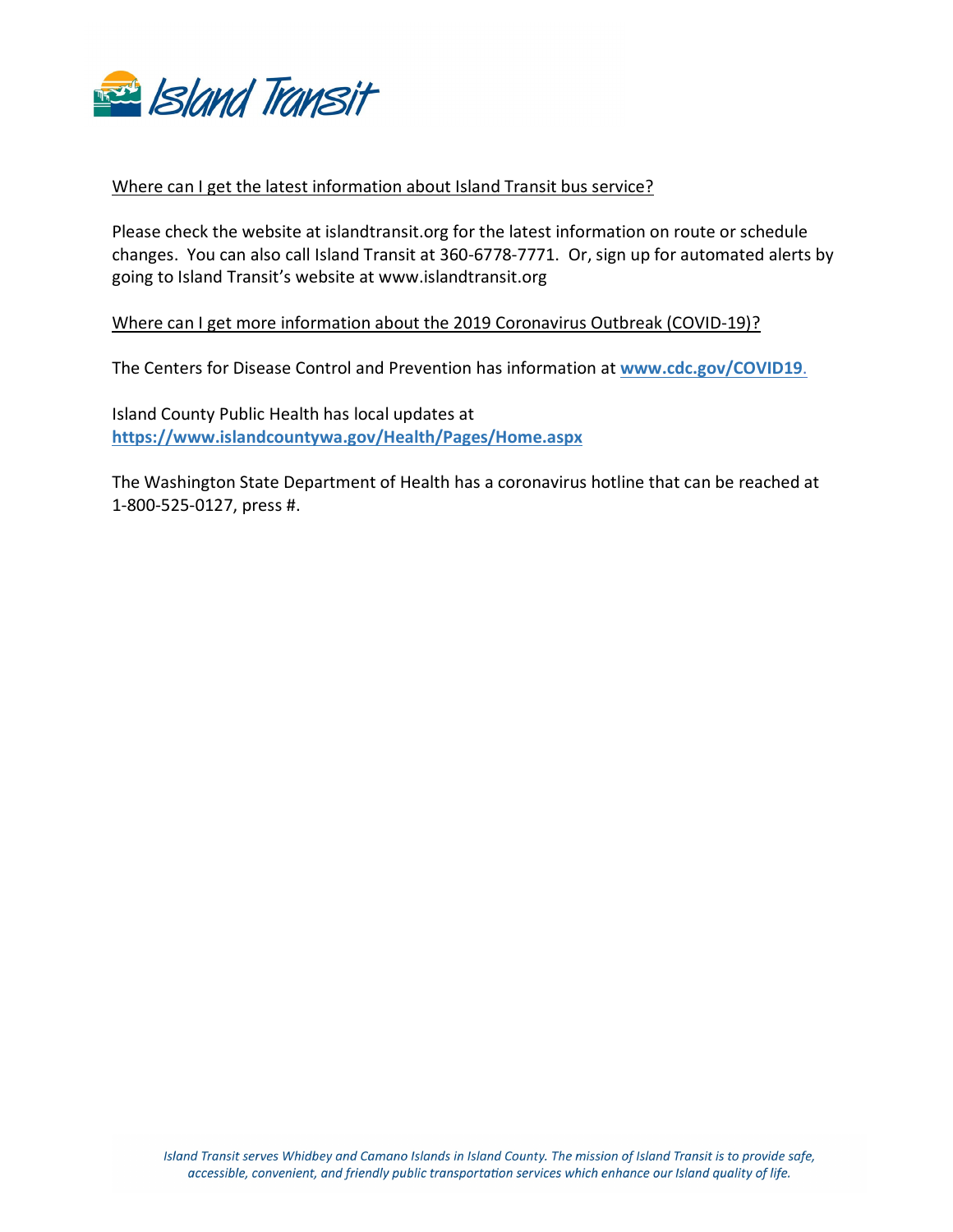Island Transit

Where can I get the latest information about Island Transit bus service?

Please check the website at islandtransit.org for the latest information on route or schedule changes. You can also call Island Transit at 360-6778-7771. Or, sign up for automated alerts by going to Island Transit's website at www.islandtransit.org

Where can I get more information about the 2019 Coronavirus Outbreak (COVID-19)?

The Centers for Disease Control and Prevention has information at **www.cdc.gov/COVID19**.

Island County Public Health has local updates at **https://www.islandcountywa.gov/Health/Pages/Home.aspx**

The Washington State Department of Health has a coronavirus hotline that can be reached at 1-800-525-0127, press #.

*Island Transit serves Whidbey and Camano Islands in Island County. The mission of Island Transit is to provide safe, accessible, convenient, and friendly public transportation services which enhance our Island quality of life.*